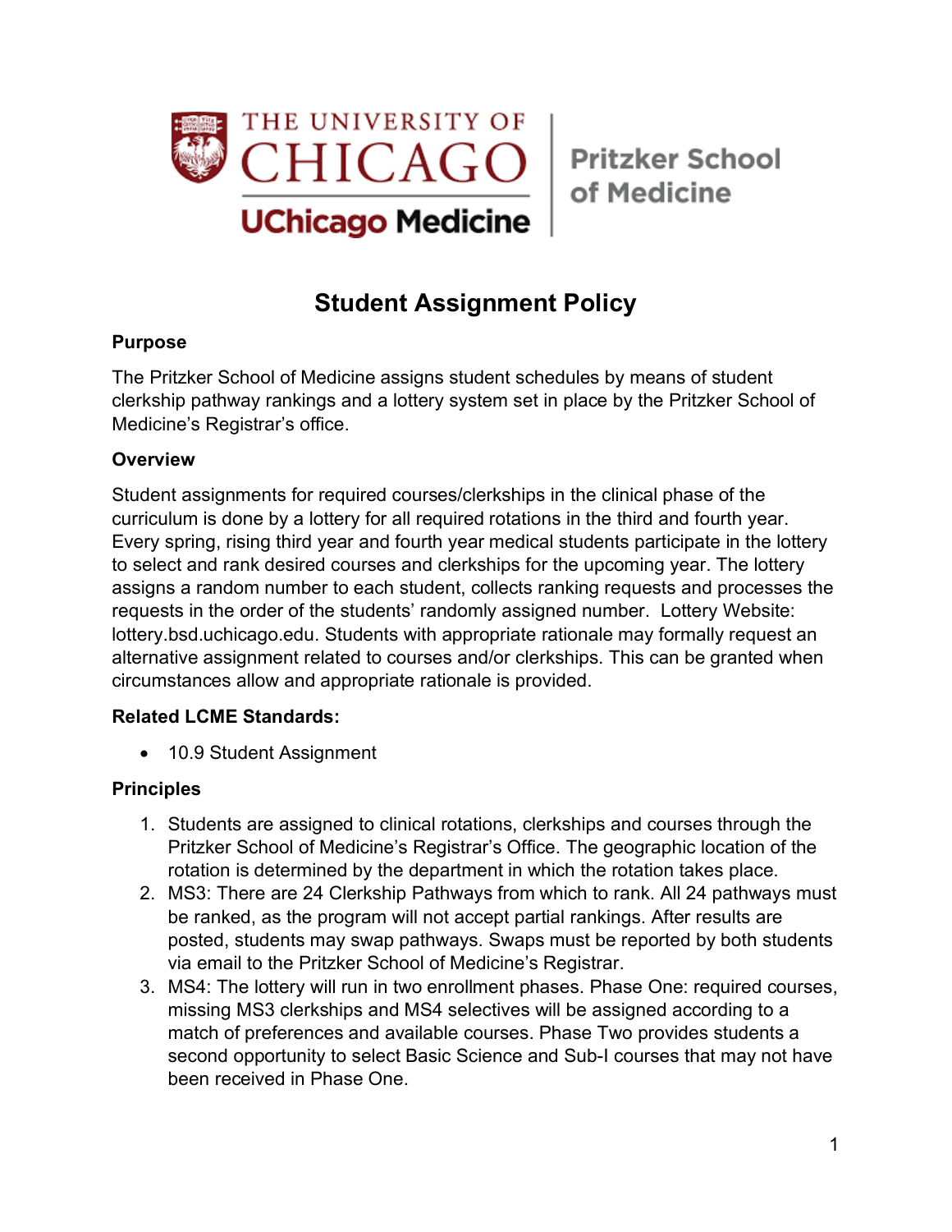The University of Chicago | UChicago Medicine | Pritzker School of Medicine

# Student Assignment Policy

**Purpose**

The Pritzker School of Medicine assigns student schedules by means of student clerkship pathway rankings and a lottery system set in place by the Pritzker School of Medicine's Registrar's office.

**Overview**

Student assignments for required courses/clerkships in the clinical phase of the curriculum is done by a lottery for all required rotations in the third and fourth year. Every spring, rising third year and fourth year medical students participate in the lottery to select and rank desired courses and clerkships for the upcoming year. The lottery assigns a random number to each student, collects ranking requests and processes the requests in the order of the students' randomly assigned number. Lottery Website: lottery.bsd.uchicago.edu. Students with appropriate rationale may formally request an alternative assignment related to courses and/or clerkships. This can be granted when circumstances allow and appropriate rationale is provided.

**Related LCME Standards:**

- 10.9 Student Assignment

**Principles**

1. Students are assigned to clinical rotations, clerkships and courses through the Pritzker School of Medicine's Registrar's Office. The geographic location of the rotation is determined by the department in which the rotation takes place.
2. MS3: There are 24 Clerkship Pathways from which to rank. All 24 pathways must be ranked, as the program will not accept partial rankings. After results are posted, students may swap pathways. Swaps must be reported by both students via email to the Pritzker School of Medicine's Registrar.
3. MS4: The lottery will run in two enrollment phases. Phase One: required courses, missing MS3 clerkships and MS4 selectives will be assigned according to a match of preferences and available courses. Phase Two provides students a second opportunity to select Basic Science and Sub-I courses that may not have been received in Phase One.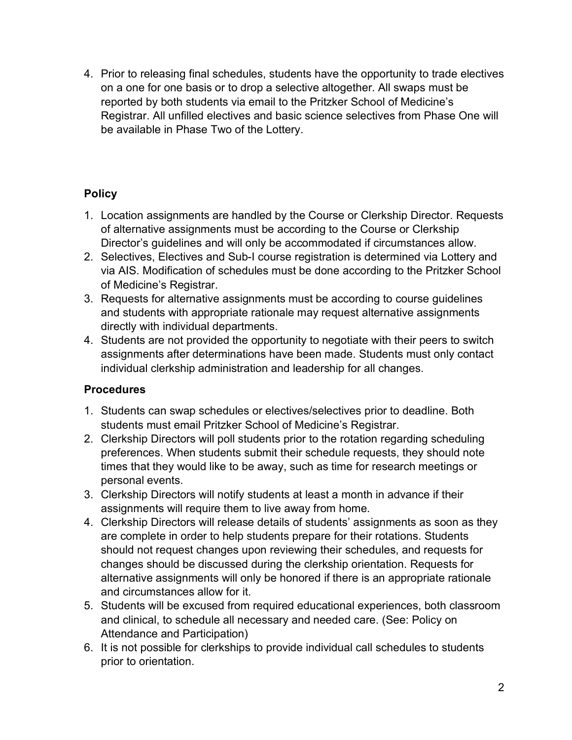4. Prior to releasing final schedules, students have the opportunity to trade electives on a one for one basis or to drop a selective altogether. All swaps must be reported by both students via email to the Pritzker School of Medicine's Registrar. All unfilled electives and basic science selectives from Phase One will be available in Phase Two of the Lottery.

## Policy

1. Location assignments are handled by the Course or Clerkship Director. Requests of alternative assignments must be according to the Course or Clerkship Director's guidelines and will only be accommodated if circumstances allow.
2. Selectives, Electives and Sub-I course registration is determined via Lottery and via AIS. Modification of schedules must be done according to the Pritzker School of Medicine's Registrar.
3. Requests for alternative assignments must be according to course guidelines and students with appropriate rationale may request alternative assignments directly with individual departments.
4. Students are not provided the opportunity to negotiate with their peers to switch assignments after determinations have been made. Students must only contact individual clerkship administration and leadership for all changes.

## Procedures

1. Students can swap schedules or electives/selectives prior to deadline. Both students must email Pritzker School of Medicine's Registrar.
2. Clerkship Directors will poll students prior to the rotation regarding scheduling preferences. When students submit their schedule requests, they should note times that they would like to be away, such as time for research meetings or personal events.
3. Clerkship Directors will notify students at least a month in advance if their assignments will require them to live away from home.
4. Clerkship Directors will release details of students' assignments as soon as they are complete in order to help students prepare for their rotations. Students should not request changes upon reviewing their schedules, and requests for changes should be discussed during the clerkship orientation. Requests for alternative assignments will only be honored if there is an appropriate rationale and circumstances allow for it.
5. Students will be excused from required educational experiences, both classroom and clinical, to schedule all necessary and needed care. (See: Policy on Attendance and Participation)
6. It is not possible for clerkships to provide individual call schedules to students prior to orientation.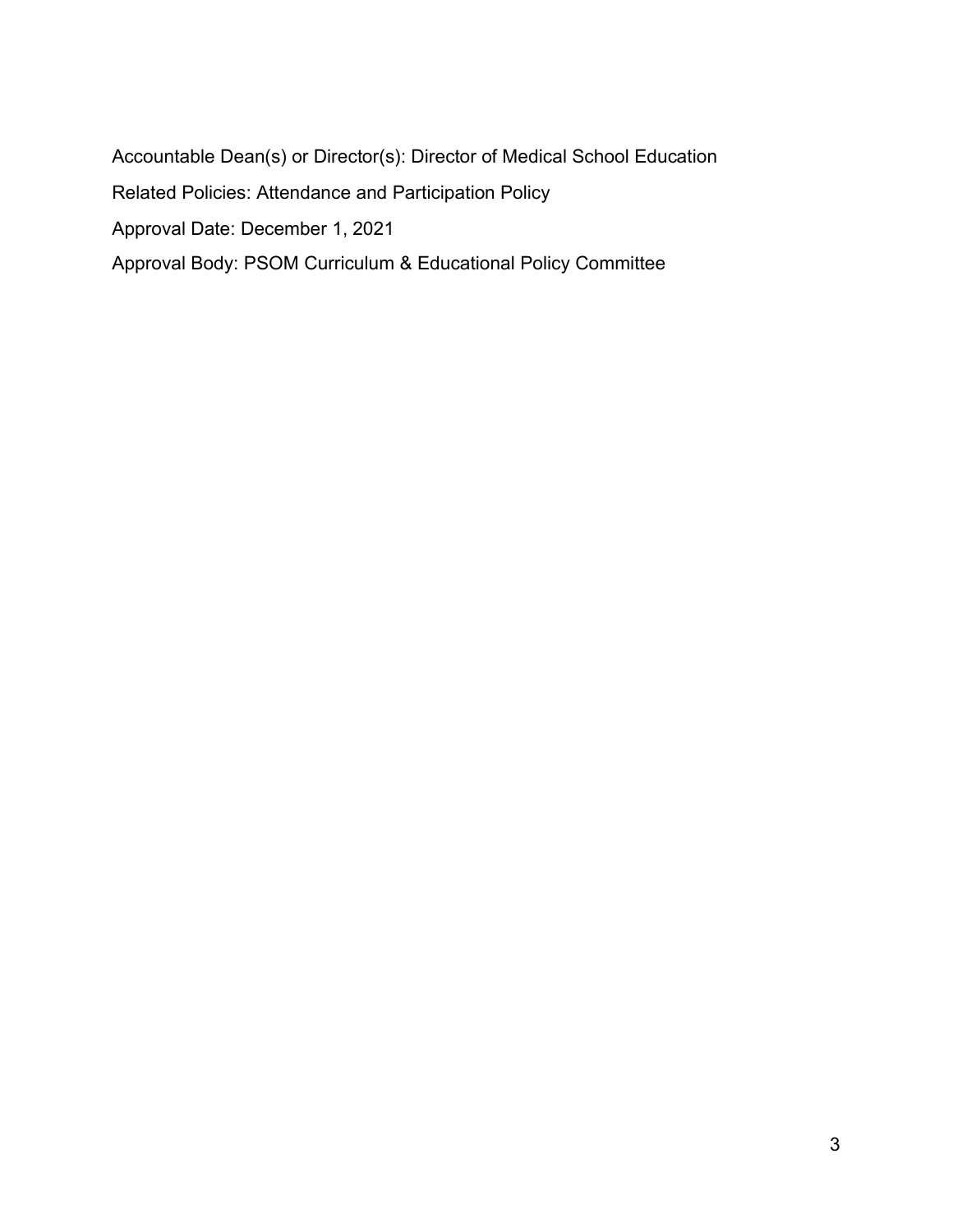Accountable Dean(s) or Director(s): Director of Medical School Education

Related Policies: Attendance and Participation Policy

Approval Date: December 1, 2021

Approval Body: PSOM Curriculum & Educational Policy Committee